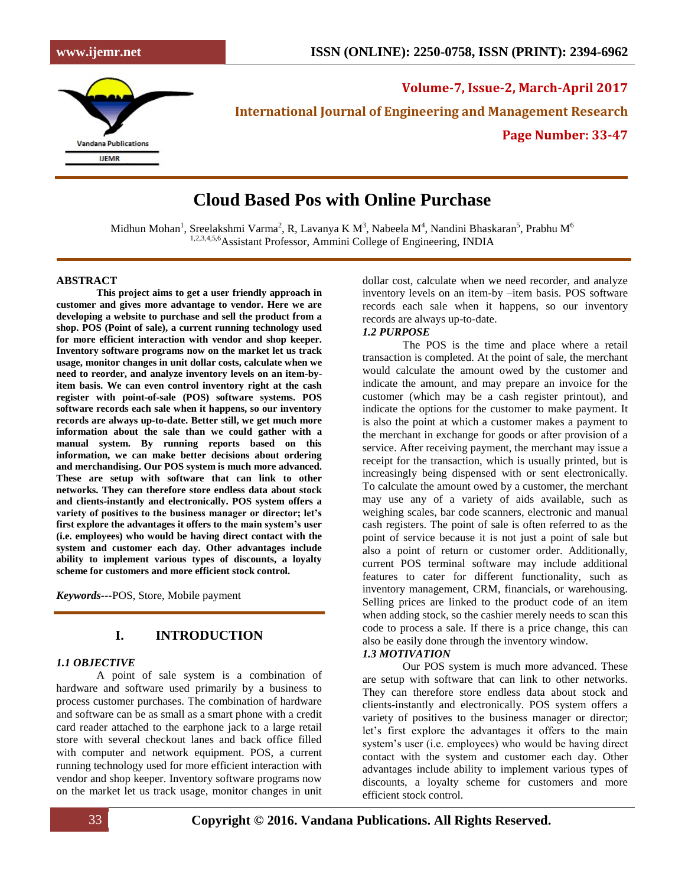# Cloud Based Pos with Online Purchase

Midhun Mohan[1], Sreelakshmi Varma[2], R, Lavanya K M[3], Nabeela M[4], Nandini Bhaskaran[5], Prabhu M[6]
[1,2,3,4,5,6]Assistant Professor, Ammini College of Engineering, INDIA

## ABSTRACT

**This project aims to get a user friendly approach in customer and gives more advantage to vendor. Here we are developing a website to purchase and sell the product from a shop. POS (Point of sale), a current running technology used for more efficient interaction with vendor and shop keeper. Inventory software programs now on the market let us track usage, monitor changes in unit dollar costs, calculate when we need to reorder, and analyze inventory levels on an item-by-item basis. We can even control inventory right at the cash register with point-of-sale (POS) software systems. POS software records each sale when it happens, so our inventory records are always up-to-date. Better still, we get much more information about the sale than we could gather with a manual system. By running reports based on this information, we can make better decisions about ordering and merchandising. Our POS system is much more advanced. These are setup with software that can link to other networks. They can therefore store endless data about stock and clients-instantly and electronically. POS system offers a variety of positives to the business manager or director; let's first explore the advantages it offers to the main system's user (i.e. employees) who would be having direct contact with the system and customer each day. Other advantages include ability to implement various types of discounts, a loyalty scheme for customers and more efficient stock control.**

***Keywords---***POS, Store, Mobile payment

## I. INTRODUCTION

### *1.1 OBJECTIVE*

A point of sale system is a combination of hardware and software used primarily by a business to process customer purchases. The combination of hardware and software can be as small as a smart phone with a credit card reader attached to the earphone jack to a large retail store with several checkout lanes and back office filled with computer and network equipment. POS, a current running technology used for more efficient interaction with vendor and shop keeper. Inventory software programs now on the market let us track usage, monitor changes in unit dollar cost, calculate when we need recorder, and analyze inventory levels on an item-by –item basis. POS software records each sale when it happens, so our inventory records are always up-to-date.

### *1.2 PURPOSE*

The POS is the time and place where a retail transaction is completed. At the point of sale, the merchant would calculate the amount owed by the customer and indicate the amount, and may prepare an invoice for the customer (which may be a cash register printout), and indicate the options for the customer to make payment. It is also the point at which a customer makes a payment to the merchant in exchange for goods or after provision of a service. After receiving payment, the merchant may issue a receipt for the transaction, which is usually printed, but is increasingly being dispensed with or sent electronically. To calculate the amount owed by a customer, the merchant may use any of a variety of aids available, such as weighing scales, bar code scanners, electronic and manual cash registers. The point of sale is often referred to as the point of service because it is not just a point of sale but also a point of return or customer order. Additionally, current POS terminal software may include additional features to cater for different functionality, such as inventory management, CRM, financials, or warehousing. Selling prices are linked to the product code of an item when adding stock, so the cashier merely needs to scan this code to process a sale. If there is a price change, this can also be easily done through the inventory window.

### *1.3 MOTIVATION*

Our POS system is much more advanced. These are setup with software that can link to other networks. They can therefore store endless data about stock and clients-instantly and electronically. POS system offers a variety of positives to the business manager or director; let's first explore the advantages it offers to the main system's user (i.e. employees) who would be having direct contact with the system and customer each day. Other advantages include ability to implement various types of discounts, a loyalty scheme for customers and more efficient stock control.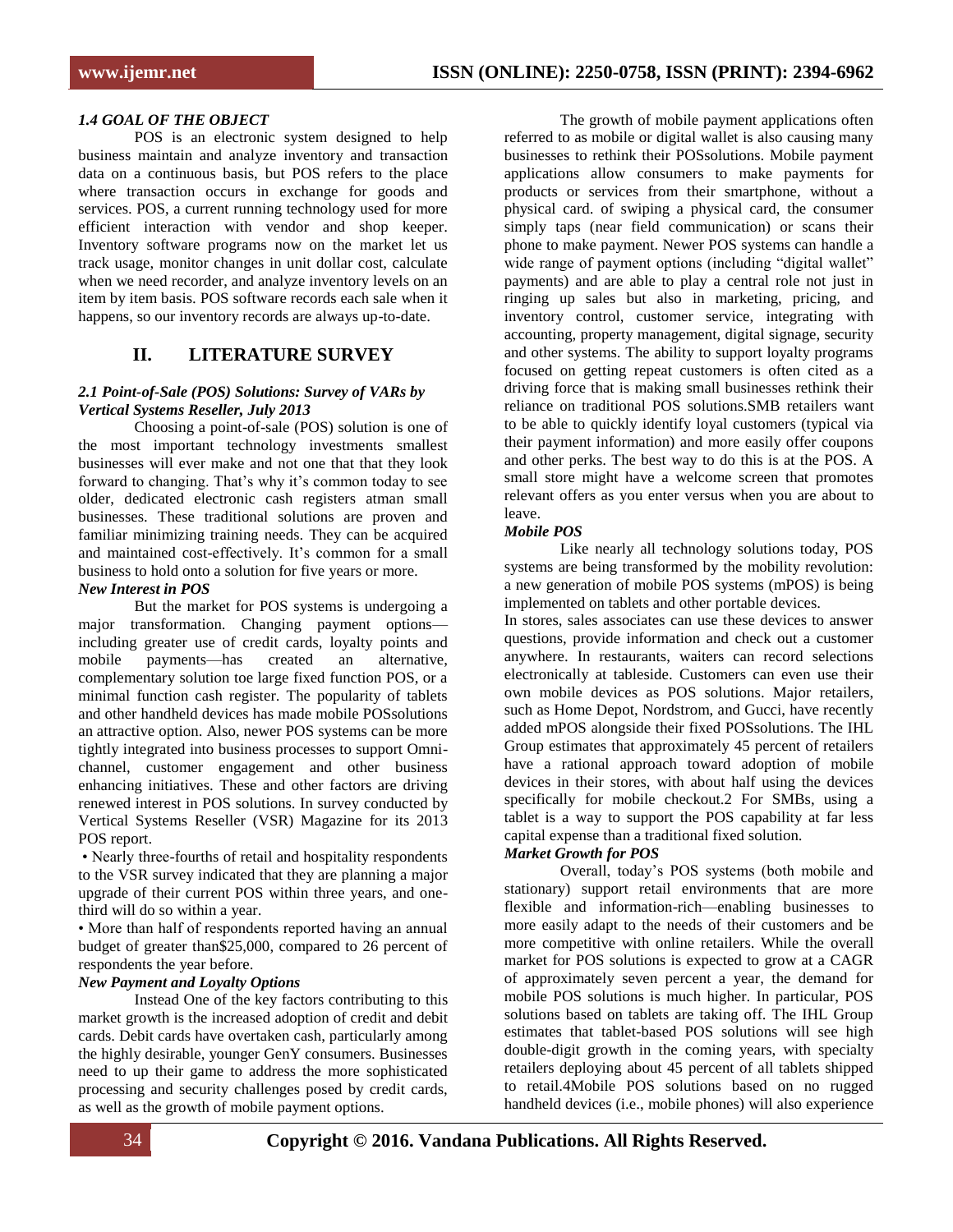### *1.4 GOAL OF THE OBJECT*

POS is an electronic system designed to help business maintain and analyze inventory and transaction data on a continuous basis, but POS refers to the place where transaction occurs in exchange for goods and services. POS, a current running technology used for more efficient interaction with vendor and shop keeper. Inventory software programs now on the market let us track usage, monitor changes in unit dollar cost, calculate when we need recorder, and analyze inventory levels on an item by item basis. POS software records each sale when it happens, so our inventory records are always up-to-date.

## II. LITERATURE SURVEY

### *2.1 Point-of-Sale (POS) Solutions: Survey of VARs by Vertical Systems Reseller, July 2013*

Choosing a point-of-sale (POS) solution is one of the most important technology investments smallest businesses will ever make and not one that that they look forward to changing. That's why it's common today to see older, dedicated electronic cash registers atman small businesses. These traditional solutions are proven and familiar minimizing training needs. They can be acquired and maintained cost-effectively. It's common for a small business to hold onto a solution for five years or more.

***New Interest in POS***

But the market for POS systems is undergoing a major transformation. Changing payment options—including greater use of credit cards, loyalty points and mobile payments—has created an alternative, complementary solution toe large fixed function POS, or a minimal function cash register. The popularity of tablets and other handheld devices has made mobile POSsolutions an attractive option. Also, newer POS systems can be more tightly integrated into business processes to support Omni-channel, customer engagement and other business enhancing initiatives. These and other factors are driving renewed interest in POS solutions. In survey conducted by Vertical Systems Reseller (VSR) Magazine for its 2013 POS report.

- Nearly three-fourths of retail and hospitality respondents to the VSR survey indicated that they are planning a major upgrade of their current POS within three years, and one-third will do so within a year.
- More than half of respondents reported having an annual budget of greater than$25,000, compared to 26 percent of respondents the year before.

***New Payment and Loyalty Options***

Instead One of the key factors contributing to this market growth is the increased adoption of credit and debit cards. Debit cards have overtaken cash, particularly among the highly desirable, younger GenY consumers. Businesses need to up their game to address the more sophisticated processing and security challenges posed by credit cards, as well as the growth of mobile payment options.

The growth of mobile payment applications often referred to as mobile or digital wallet is also causing many businesses to rethink their POSsolutions. Mobile payment applications allow consumers to make payments for products or services from their smartphone, without a physical card. of swiping a physical card, the consumer simply taps (near field communication) or scans their phone to make payment. Newer POS systems can handle a wide range of payment options (including "digital wallet" payments) and are able to play a central role not just in ringing up sales but also in marketing, pricing, and inventory control, customer service, integrating with accounting, property management, digital signage, security and other systems. The ability to support loyalty programs focused on getting repeat customers is often cited as a driving force that is making small businesses rethink their reliance on traditional POS solutions.SMB retailers want to be able to quickly identify loyal customers (typical via their payment information) and more easily offer coupons and other perks. The best way to do this is at the POS. A small store might have a welcome screen that promotes relevant offers as you enter versus when you are about to leave.

***Mobile POS***

Like nearly all technology solutions today, POS systems are being transformed by the mobility revolution: a new generation of mobile POS systems (mPOS) is being implemented on tablets and other portable devices.

In stores, sales associates can use these devices to answer questions, provide information and check out a customer anywhere. In restaurants, waiters can record selections electronically at tableside. Customers can even use their own mobile devices as POS solutions. Major retailers, such as Home Depot, Nordstrom, and Gucci, have recently added mPOS alongside their fixed POSsolutions. The IHL Group estimates that approximately 45 percent of retailers have a rational approach toward adoption of mobile devices in their stores, with about half using the devices specifically for mobile checkout.2 For SMBs, using a tablet is a way to support the POS capability at far less capital expense than a traditional fixed solution.

***Market Growth for POS***

Overall, today's POS systems (both mobile and stationary) support retail environments that are more flexible and information-rich—enabling businesses to more easily adapt to the needs of their customers and be more competitive with online retailers. While the overall market for POS solutions is expected to grow at a CAGR of approximately seven percent a year, the demand for mobile POS solutions is much higher. In particular, POS solutions based on tablets are taking off. The IHL Group estimates that tablet-based POS solutions will see high double-digit growth in the coming years, with specialty retailers deploying about 45 percent of all tablets shipped to retail.4Mobile POS solutions based on no rugged handheld devices (i.e., mobile phones) will also experience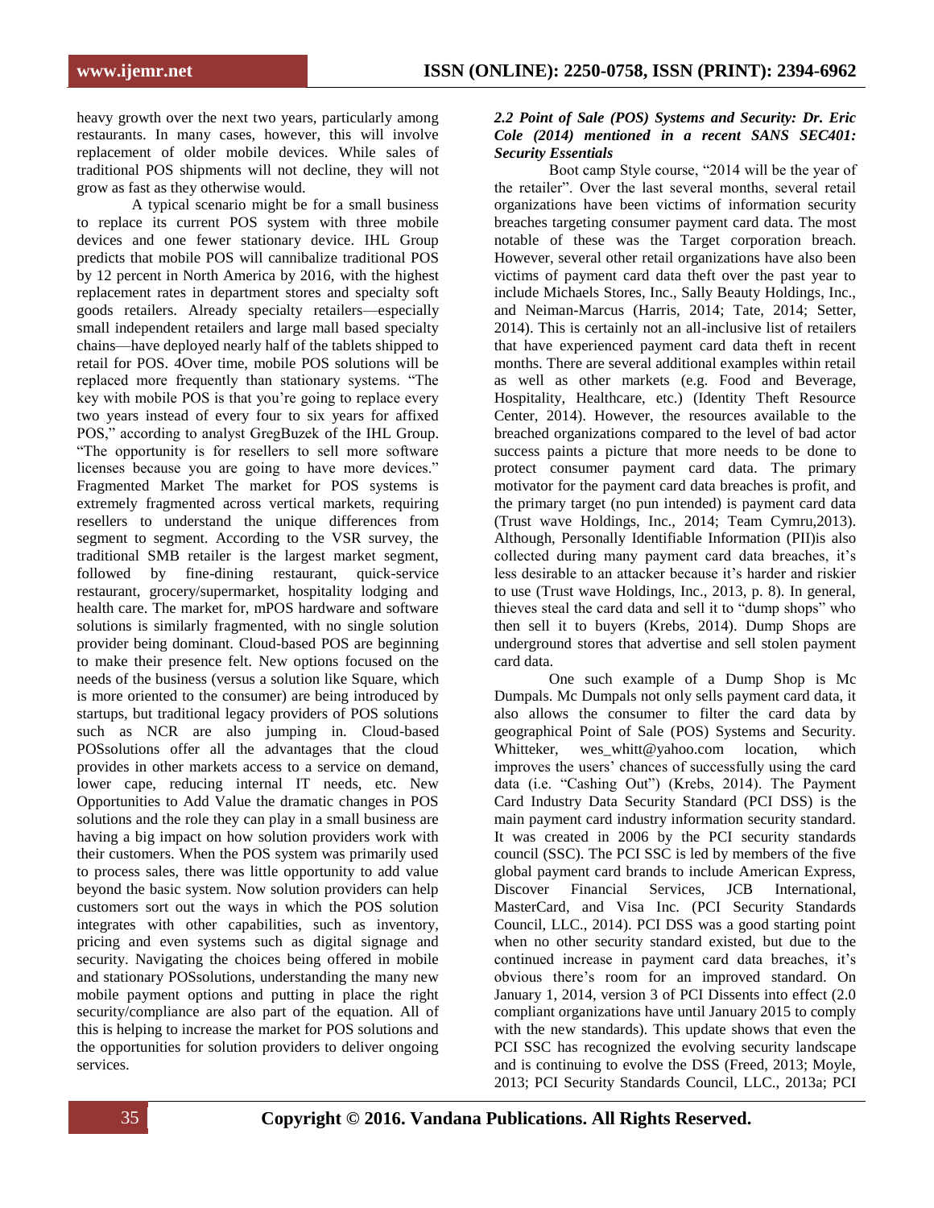heavy growth over the next two years, particularly among restaurants. In many cases, however, this will involve replacement of older mobile devices. While sales of traditional POS shipments will not decline, they will not grow as fast as they otherwise would.

A typical scenario might be for a small business to replace its current POS system with three mobile devices and one fewer stationary device. IHL Group predicts that mobile POS will cannibalize traditional POS by 12 percent in North America by 2016, with the highest replacement rates in department stores and specialty soft goods retailers. Already specialty retailers—especially small independent retailers and large mall based specialty chains—have deployed nearly half of the tablets shipped to retail for POS. 4Over time, mobile POS solutions will be replaced more frequently than stationary systems. "The key with mobile POS is that you're going to replace every two years instead of every four to six years for affixed POS," according to analyst GregBuzek of the IHL Group. "The opportunity is for resellers to sell more software licenses because you are going to have more devices." Fragmented Market The market for POS systems is extremely fragmented across vertical markets, requiring resellers to understand the unique differences from segment to segment. According to the VSR survey, the traditional SMB retailer is the largest market segment, followed by fine-dining restaurant, quick-service restaurant, grocery/supermarket, hospitality lodging and health care. The market for, mPOS hardware and software solutions is similarly fragmented, with no single solution provider being dominant. Cloud-based POS are beginning to make their presence felt. New options focused on the needs of the business (versus a solution like Square, which is more oriented to the consumer) are being introduced by startups, but traditional legacy providers of POS solutions such as NCR are also jumping in. Cloud-based POSsolutions offer all the advantages that the cloud provides in other markets access to a service on demand, lower cape, reducing internal IT needs, etc. New Opportunities to Add Value the dramatic changes in POS solutions and the role they can play in a small business are having a big impact on how solution providers work with their customers. When the POS system was primarily used to process sales, there was little opportunity to add value beyond the basic system. Now solution providers can help customers sort out the ways in which the POS solution integrates with other capabilities, such as inventory, pricing and even systems such as digital signage and security. Navigating the choices being offered in mobile and stationary POSsolutions, understanding the many new mobile payment options and putting in place the right security/compliance are also part of the equation. All of this is helping to increase the market for POS solutions and the opportunities for solution providers to deliver ongoing services.

### *2.2 Point of Sale (POS) Systems and Security: Dr. Eric Cole (2014) mentioned in a recent SANS SEC401: Security Essentials*

Boot camp Style course, "2014 will be the year of the retailer". Over the last several months, several retail organizations have been victims of information security breaches targeting consumer payment card data. The most notable of these was the Target corporation breach. However, several other retail organizations have also been victims of payment card data theft over the past year to include Michaels Stores, Inc., Sally Beauty Holdings, Inc., and Neiman-Marcus (Harris, 2014; Tate, 2014; Setter, 2014). This is certainly not an all-inclusive list of retailers that have experienced payment card data theft in recent months. There are several additional examples within retail as well as other markets (e.g. Food and Beverage, Hospitality, Healthcare, etc.) (Identity Theft Resource Center, 2014). However, the resources available to the breached organizations compared to the level of bad actor success paints a picture that more needs to be done to protect consumer payment card data. The primary motivator for the payment card data breaches is profit, and the primary target (no pun intended) is payment card data (Trust wave Holdings, Inc., 2014; Team Cymru,2013). Although, Personally Identifiable Information (PII)is also collected during many payment card data breaches, it's less desirable to an attacker because it's harder and riskier to use (Trust wave Holdings, Inc., 2013, p. 8). In general, thieves steal the card data and sell it to "dump shops" who then sell it to buyers (Krebs, 2014). Dump Shops are underground stores that advertise and sell stolen payment card data.

One such example of a Dump Shop is Mc Dumpals. Mc Dumpals not only sells payment card data, it also allows the consumer to filter the card data by geographical Point of Sale (POS) Systems and Security. Whitteker, wes_whitt@yahoo.com location, which improves the users' chances of successfully using the card data (i.e. "Cashing Out") (Krebs, 2014). The Payment Card Industry Data Security Standard (PCI DSS) is the main payment card industry information security standard. It was created in 2006 by the PCI security standards council (SSC). The PCI SSC is led by members of the five global payment card brands to include American Express, Discover Financial Services, JCB International, MasterCard, and Visa Inc. (PCI Security Standards Council, LLC., 2014). PCI DSS was a good starting point when no other security standard existed, but due to the continued increase in payment card data breaches, it's obvious there's room for an improved standard. On January 1, 2014, version 3 of PCI Dissents into effect (2.0 compliant organizations have until January 2015 to comply with the new standards). This update shows that even the PCI SSC has recognized the evolving security landscape and is continuing to evolve the DSS (Freed, 2013; Moyle, 2013; PCI Security Standards Council, LLC., 2013a; PCI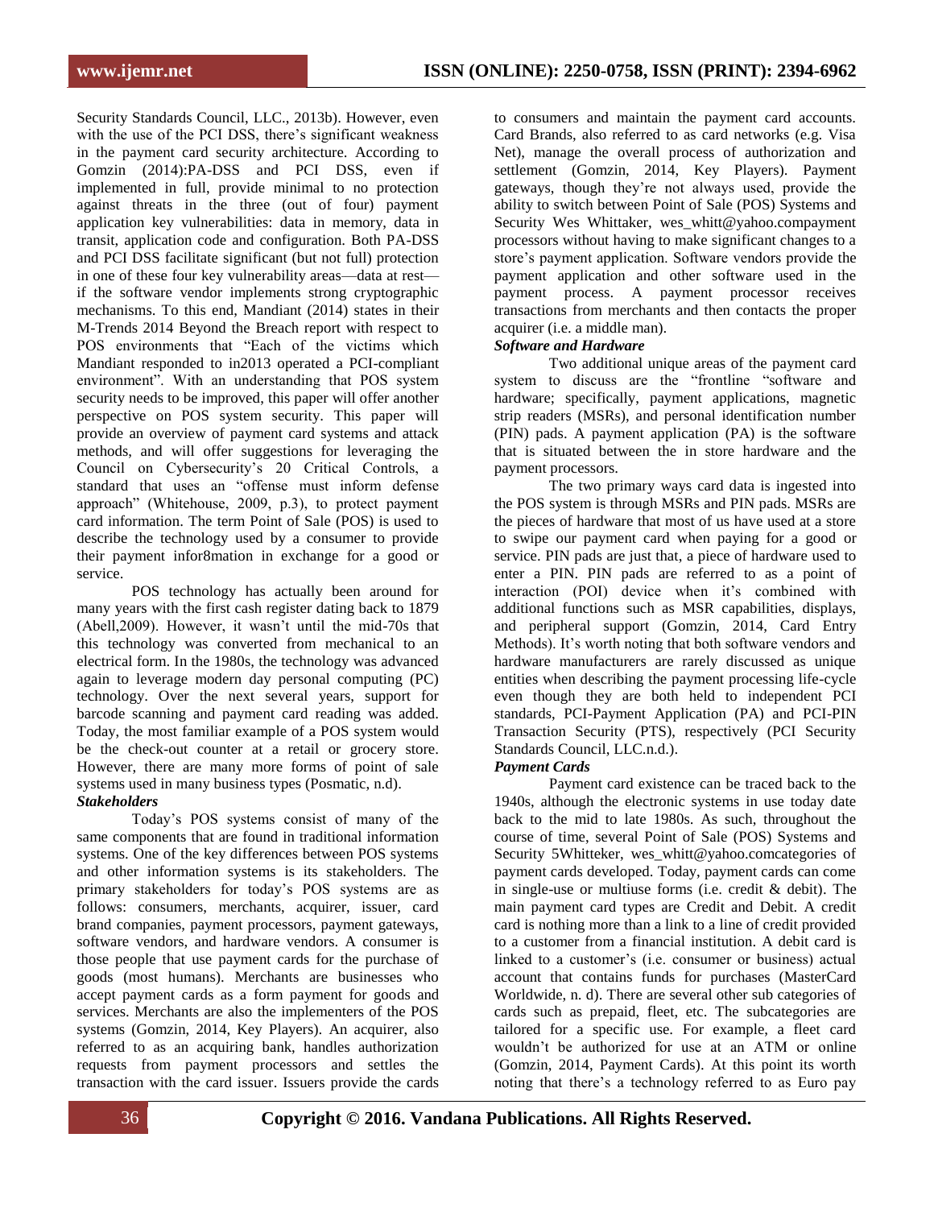Security Standards Council, LLC., 2013b). However, even with the use of the PCI DSS, there's significant weakness in the payment card security architecture. According to Gomzin (2014):PA-DSS and PCI DSS, even if implemented in full, provide minimal to no protection against threats in the three (out of four) payment application key vulnerabilities: data in memory, data in transit, application code and configuration. Both PA-DSS and PCI DSS facilitate significant (but not full) protection in one of these four key vulnerability areas—data at rest—if the software vendor implements strong cryptographic mechanisms. To this end, Mandiant (2014) states in their M-Trends 2014 Beyond the Breach report with respect to POS environments that "Each of the victims which Mandiant responded to in2013 operated a PCI-compliant environment". With an understanding that POS system security needs to be improved, this paper will offer another perspective on POS system security. This paper will provide an overview of payment card systems and attack methods, and will offer suggestions for leveraging the Council on Cybersecurity's 20 Critical Controls, a standard that uses an "offense must inform defense approach" (Whitehouse, 2009, p.3), to protect payment card information. The term Point of Sale (POS) is used to describe the technology used by a consumer to provide their payment infor8mation in exchange for a good or service.

POS technology has actually been around for many years with the first cash register dating back to 1879 (Abell,2009). However, it wasn't until the mid-70s that this technology was converted from mechanical to an electrical form. In the 1980s, the technology was advanced again to leverage modern day personal computing (PC) technology. Over the next several years, support for barcode scanning and payment card reading was added. Today, the most familiar example of a POS system would be the check-out counter at a retail or grocery store. However, there are many more forms of point of sale systems used in many business types (Posmatic, n.d).

***Stakeholders***

Today's POS systems consist of many of the same components that are found in traditional information systems. One of the key differences between POS systems and other information systems is its stakeholders. The primary stakeholders for today's POS systems are as follows: consumers, merchants, acquirer, issuer, card brand companies, payment processors, payment gateways, software vendors, and hardware vendors. A consumer is those people that use payment cards for the purchase of goods (most humans). Merchants are businesses who accept payment cards as a form payment for goods and services. Merchants are also the implementers of the POS systems (Gomzin, 2014, Key Players). An acquirer, also referred to as an acquiring bank, handles authorization requests from payment processors and settles the transaction with the card issuer. Issuers provide the cards to consumers and maintain the payment card accounts. Card Brands, also referred to as card networks (e.g. Visa Net), manage the overall process of authorization and settlement (Gomzin, 2014, Key Players). Payment gateways, though they're not always used, provide the ability to switch between Point of Sale (POS) Systems and Security Wes Whittaker, wes_whitt@yahoo.compayment processors without having to make significant changes to a store's payment application. Software vendors provide the payment application and other software used in the payment process. A payment processor receives transactions from merchants and then contacts the proper acquirer (i.e. a middle man).

***Software and Hardware***

Two additional unique areas of the payment card system to discuss are the "frontline "software and hardware; specifically, payment applications, magnetic strip readers (MSRs), and personal identification number (PIN) pads. A payment application (PA) is the software that is situated between the in store hardware and the payment processors.

The two primary ways card data is ingested into the POS system is through MSRs and PIN pads. MSRs are the pieces of hardware that most of us have used at a store to swipe our payment card when paying for a good or service. PIN pads are just that, a piece of hardware used to enter a PIN. PIN pads are referred to as a point of interaction (POI) device when it's combined with additional functions such as MSR capabilities, displays, and peripheral support (Gomzin, 2014, Card Entry Methods). It's worth noting that both software vendors and hardware manufacturers are rarely discussed as unique entities when describing the payment processing life-cycle even though they are both held to independent PCI standards, PCI-Payment Application (PA) and PCI-PIN Transaction Security (PTS), respectively (PCI Security Standards Council, LLC.n.d.).

***Payment Cards***

Payment card existence can be traced back to the 1940s, although the electronic systems in use today date back to the mid to late 1980s. As such, throughout the course of time, several Point of Sale (POS) Systems and Security 5Whitteker, wes_whitt@yahoo.comcategories of payment cards developed. Today, payment cards can come in single-use or multiuse forms (i.e. credit & debit). The main payment card types are Credit and Debit. A credit card is nothing more than a link to a line of credit provided to a customer from a financial institution. A debit card is linked to a customer's (i.e. consumer or business) actual account that contains funds for purchases (MasterCard Worldwide, n. d). There are several other sub categories of cards such as prepaid, fleet, etc. The subcategories are tailored for a specific use. For example, a fleet card wouldn't be authorized for use at an ATM or online (Gomzin, 2014, Payment Cards). At this point its worth noting that there's a technology referred to as Euro pay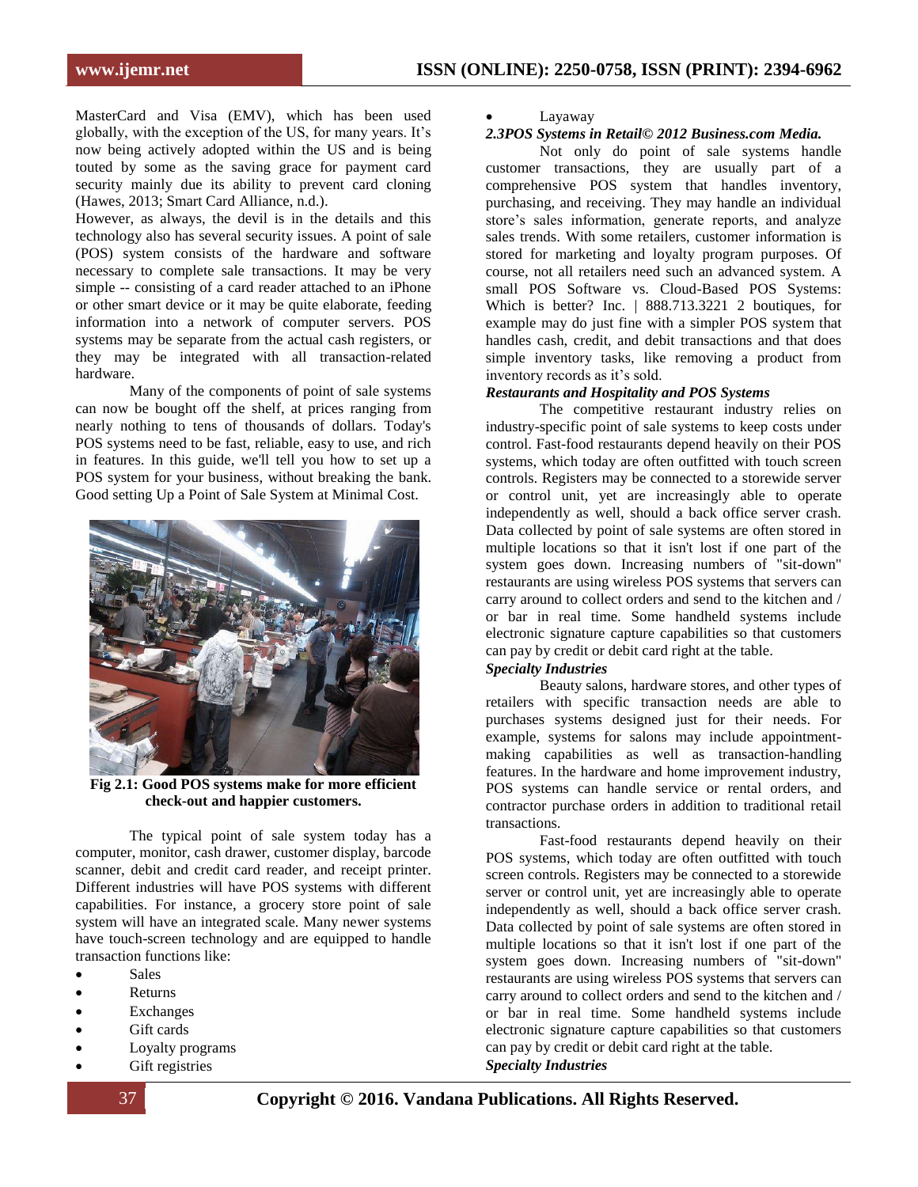MasterCard and Visa (EMV), which has been used globally, with the exception of the US, for many years. It's now being actively adopted within the US and is being touted by some as the saving grace for payment card security mainly due its ability to prevent card cloning (Hawes, 2013; Smart Card Alliance, n.d.).

However, as always, the devil is in the details and this technology also has several security issues. A point of sale (POS) system consists of the hardware and software necessary to complete sale transactions. It may be very simple -- consisting of a card reader attached to an iPhone or other smart device or it may be quite elaborate, feeding information into a network of computer servers. POS systems may be separate from the actual cash registers, or they may be integrated with all transaction-related hardware.

Many of the components of point of sale systems can now be bought off the shelf, at prices ranging from nearly nothing to tens of thousands of dollars. Today's POS systems need to be fast, reliable, easy to use, and rich in features. In this guide, we'll tell you how to set up a POS system for your business, without breaking the bank. Good setting Up a Point of Sale System at Minimal Cost.

**Fig 2.1: Good POS systems make for more efficient check-out and happier customers.**

The typical point of sale system today has a computer, monitor, cash drawer, customer display, barcode scanner, debit and credit card reader, and receipt printer. Different industries will have POS systems with different capabilities. For instance, a grocery store point of sale system will have an integrated scale. Many newer systems have touch-screen technology and are equipped to handle transaction functions like:

- Sales
- Returns
- Exchanges
- Gift cards
- Loyalty programs
- Gift registries
- Layaway

***2.3POS Systems in Retail© 2012 Business.com Media.***

Not only do point of sale systems handle customer transactions, they are usually part of a comprehensive POS system that handles inventory, purchasing, and receiving. They may handle an individual store's sales information, generate reports, and analyze sales trends. With some retailers, customer information is stored for marketing and loyalty program purposes. Of course, not all retailers need such an advanced system. A small POS Software vs. Cloud-Based POS Systems: Which is better? Inc. | 888.713.3221 2 boutiques, for example may do just fine with a simpler POS system that handles cash, credit, and debit transactions and that does simple inventory tasks, like removing a product from inventory records as it's sold.

***Restaurants and Hospitality and POS Systems***

The competitive restaurant industry relies on industry-specific point of sale systems to keep costs under control. Fast-food restaurants depend heavily on their POS systems, which today are often outfitted with touch screen controls. Registers may be connected to a storewide server or control unit, yet are increasingly able to operate independently as well, should a back office server crash. Data collected by point of sale systems are often stored in multiple locations so that it isn't lost if one part of the system goes down. Increasing numbers of "sit-down" restaurants are using wireless POS systems that servers can carry around to collect orders and send to the kitchen and / or bar in real time. Some handheld systems include electronic signature capture capabilities so that customers can pay by credit or debit card right at the table.

***Specialty Industries***

Beauty salons, hardware stores, and other types of retailers with specific transaction needs are able to purchases systems designed just for their needs. For example, systems for salons may include appointment-making capabilities as well as transaction-handling features. In the hardware and home improvement industry, POS systems can handle service or rental orders, and contractor purchase orders in addition to traditional retail transactions.

Fast-food restaurants depend heavily on their POS systems, which today are often outfitted with touch screen controls. Registers may be connected to a storewide server or control unit, yet are increasingly able to operate independently as well, should a back office server crash. Data collected by point of sale systems are often stored in multiple locations so that it isn't lost if one part of the system goes down. Increasing numbers of "sit-down" restaurants are using wireless POS systems that servers can carry around to collect orders and send to the kitchen and / or bar in real time. Some handheld systems include electronic signature capture capabilities so that customers can pay by credit or debit card right at the table.

***Specialty Industries***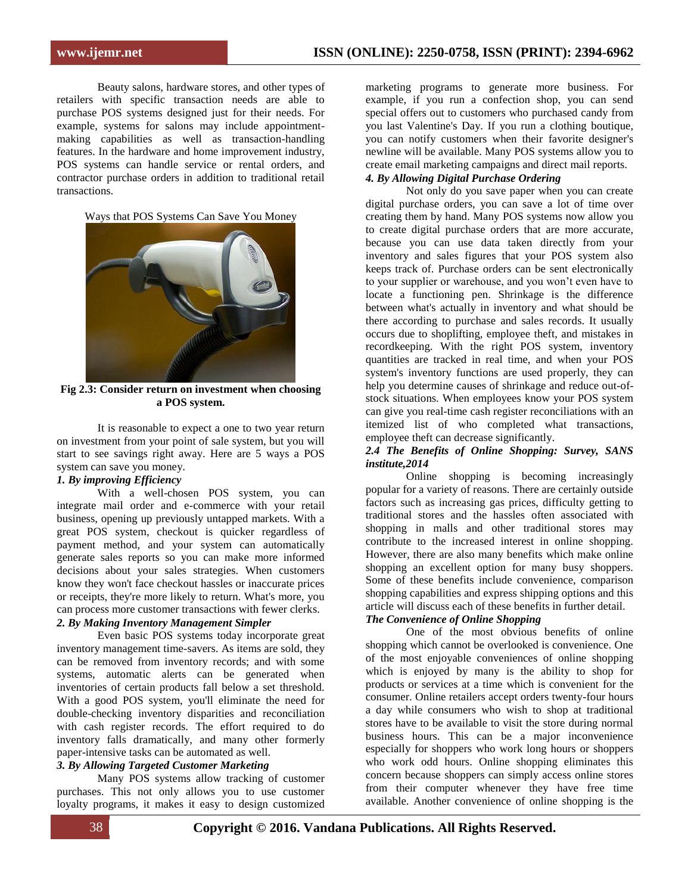Beauty salons, hardware stores, and other types of retailers with specific transaction needs are able to purchase POS systems designed just for their needs. For example, systems for salons may include appointment-making capabilities as well as transaction-handling features. In the hardware and home improvement industry, POS systems can handle service or rental orders, and contractor purchase orders in addition to traditional retail transactions.

Ways that POS Systems Can Save You Money

**Fig 2.3: Consider return on investment when choosing a POS system.**

It is reasonable to expect a one to two year return on investment from your point of sale system, but you will start to see savings right away. Here are 5 ways a POS system can save you money.

***1. By improving Efficiency***

With a well-chosen POS system, you can integrate mail order and e-commerce with your retail business, opening up previously untapped markets. With a great POS system, checkout is quicker regardless of payment method, and your system can automatically generate sales reports so you can make more informed decisions about your sales strategies. When customers know they won't face checkout hassles or inaccurate prices or receipts, they're more likely to return. What's more, you can process more customer transactions with fewer clerks.

***2. By Making Inventory Management Simpler***

Even basic POS systems today incorporate great inventory management time-savers. As items are sold, they can be removed from inventory records; and with some systems, automatic alerts can be generated when inventories of certain products fall below a set threshold. With a good POS system, you'll eliminate the need for double-checking inventory disparities and reconciliation with cash register records. The effort required to do inventory falls dramatically, and many other formerly paper-intensive tasks can be automated as well.

***3. By Allowing Targeted Customer Marketing***

Many POS systems allow tracking of customer purchases. This not only allows you to use customer loyalty programs, it makes it easy to design customized marketing programs to generate more business. For example, if you run a confection shop, you can send special offers out to customers who purchased candy from you last Valentine's Day. If you run a clothing boutique, you can notify customers when their favorite designer's newline will be available. Many POS systems allow you to create email marketing campaigns and direct mail reports.

***4. By Allowing Digital Purchase Ordering***

Not only do you save paper when you can create digital purchase orders, you can save a lot of time over creating them by hand. Many POS systems now allow you to create digital purchase orders that are more accurate, because you can use data taken directly from your inventory and sales figures that your POS system also keeps track of. Purchase orders can be sent electronically to your supplier or warehouse, and you won't even have to locate a functioning pen. Shrinkage is the difference between what's actually in inventory and what should be there according to purchase and sales records. It usually occurs due to shoplifting, employee theft, and mistakes in recordkeeping. With the right POS system, inventory quantities are tracked in real time, and when your POS system's inventory functions are used properly, they can help you determine causes of shrinkage and reduce out-of-stock situations. When employees know your POS system can give you real-time cash register reconciliations with an itemized list of who completed what transactions, employee theft can decrease significantly.

***2.4 The Benefits of Online Shopping: Survey, SANS institute,2014***

Online shopping is becoming increasingly popular for a variety of reasons. There are certainly outside factors such as increasing gas prices, difficulty getting to traditional stores and the hassles often associated with shopping in malls and other traditional stores may contribute to the increased interest in online shopping. However, there are also many benefits which make online shopping an excellent option for many busy shoppers. Some of these benefits include convenience, comparison shopping capabilities and express shipping options and this article will discuss each of these benefits in further detail.

***The Convenience of Online Shopping***

One of the most obvious benefits of online shopping which cannot be overlooked is convenience. One of the most enjoyable conveniences of online shopping which is enjoyed by many is the ability to shop for products or services at a time which is convenient for the consumer. Online retailers accept orders twenty-four hours a day while consumers who wish to shop at traditional stores have to be available to visit the store during normal business hours. This can be a major inconvenience especially for shoppers who work long hours or shoppers who work odd hours. Online shopping eliminates this concern because shoppers can simply access online stores from their computer whenever they have free time available. Another convenience of online shopping is the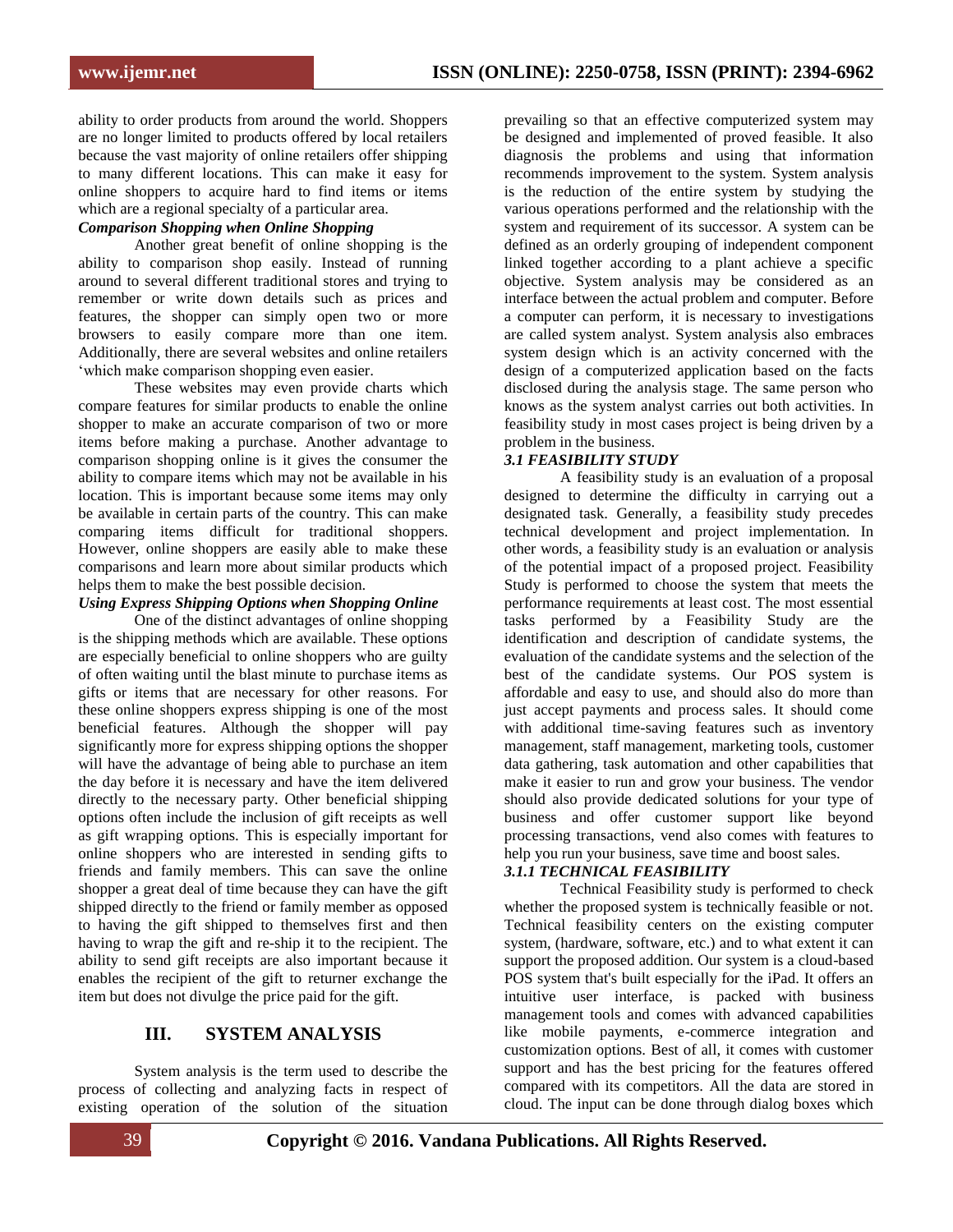ability to order products from around the world. Shoppers are no longer limited to products offered by local retailers because the vast majority of online retailers offer shipping to many different locations. This can make it easy for online shoppers to acquire hard to find items or items which are a regional specialty of a particular area.

***Comparison Shopping when Online Shopping***

Another great benefit of online shopping is the ability to comparison shop easily. Instead of running around to several different traditional stores and trying to remember or write down details such as prices and features, the shopper can simply open two or more browsers to easily compare more than one item. Additionally, there are several websites and online retailers 'which make comparison shopping even easier.

These websites may even provide charts which compare features for similar products to enable the online shopper to make an accurate comparison of two or more items before making a purchase. Another advantage to comparison shopping online is it gives the consumer the ability to compare items which may not be available in his location. This is important because some items may only be available in certain parts of the country. This can make comparing items difficult for traditional shoppers. However, online shoppers are easily able to make these comparisons and learn more about similar products which helps them to make the best possible decision.

***Using Express Shipping Options when Shopping Online***

One of the distinct advantages of online shopping is the shipping methods which are available. These options are especially beneficial to online shoppers who are guilty of often waiting until the blast minute to purchase items as gifts or items that are necessary for other reasons. For these online shoppers express shipping is one of the most beneficial features. Although the shopper will pay significantly more for express shipping options the shopper will have the advantage of being able to purchase an item the day before it is necessary and have the item delivered directly to the necessary party. Other beneficial shipping options often include the inclusion of gift receipts as well as gift wrapping options. This is especially important for online shoppers who are interested in sending gifts to friends and family members. This can save the online shopper a great deal of time because they can have the gift shipped directly to the friend or family member as opposed to having the gift shipped to themselves first and then having to wrap the gift and re-ship it to the recipient. The ability to send gift receipts are also important because it enables the recipient of the gift to returner exchange the item but does not divulge the price paid for the gift.

## III. SYSTEM ANALYSIS

System analysis is the term used to describe the process of collecting and analyzing facts in respect of existing operation of the solution of the situation prevailing so that an effective computerized system may be designed and implemented of proved feasible. It also diagnosis the problems and using that information recommends improvement to the system. System analysis is the reduction of the entire system by studying the various operations performed and the relationship with the system and requirement of its successor. A system can be defined as an orderly grouping of independent component linked together according to a plant achieve a specific objective. System analysis may be considered as an interface between the actual problem and computer. Before a computer can perform, it is necessary to investigations are called system analyst. System analysis also embraces system design which is an activity concerned with the design of a computerized application based on the facts disclosed during the analysis stage. The same person who knows as the system analyst carries out both activities. In feasibility study in most cases project is being driven by a problem in the business.

***3.1 FEASIBILITY STUDY***

A feasibility study is an evaluation of a proposal designed to determine the difficulty in carrying out a designated task. Generally, a feasibility study precedes technical development and project implementation. In other words, a feasibility study is an evaluation or analysis of the potential impact of a proposed project. Feasibility Study is performed to choose the system that meets the performance requirements at least cost. The most essential tasks performed by a Feasibility Study are the identification and description of candidate systems, the evaluation of the candidate systems and the selection of the best of the candidate systems. Our POS system is affordable and easy to use, and should also do more than just accept payments and process sales. It should come with additional time-saving features such as inventory management, staff management, marketing tools, customer data gathering, task automation and other capabilities that make it easier to run and grow your business. The vendor should also provide dedicated solutions for your type of business and offer customer support like beyond processing transactions, vend also comes with features to help you run your business, save time and boost sales.

***3.1.1 TECHNICAL FEASIBILITY***

Technical Feasibility study is performed to check whether the proposed system is technically feasible or not. Technical feasibility centers on the existing computer system, (hardware, software, etc.) and to what extent it can support the proposed addition. Our system is a cloud-based POS system that's built especially for the iPad. It offers an intuitive user interface, is packed with business management tools and comes with advanced capabilities like mobile payments, e-commerce integration and customization options. Best of all, it comes with customer support and has the best pricing for the features offered compared with its competitors. All the data are stored in cloud. The input can be done through dialog boxes which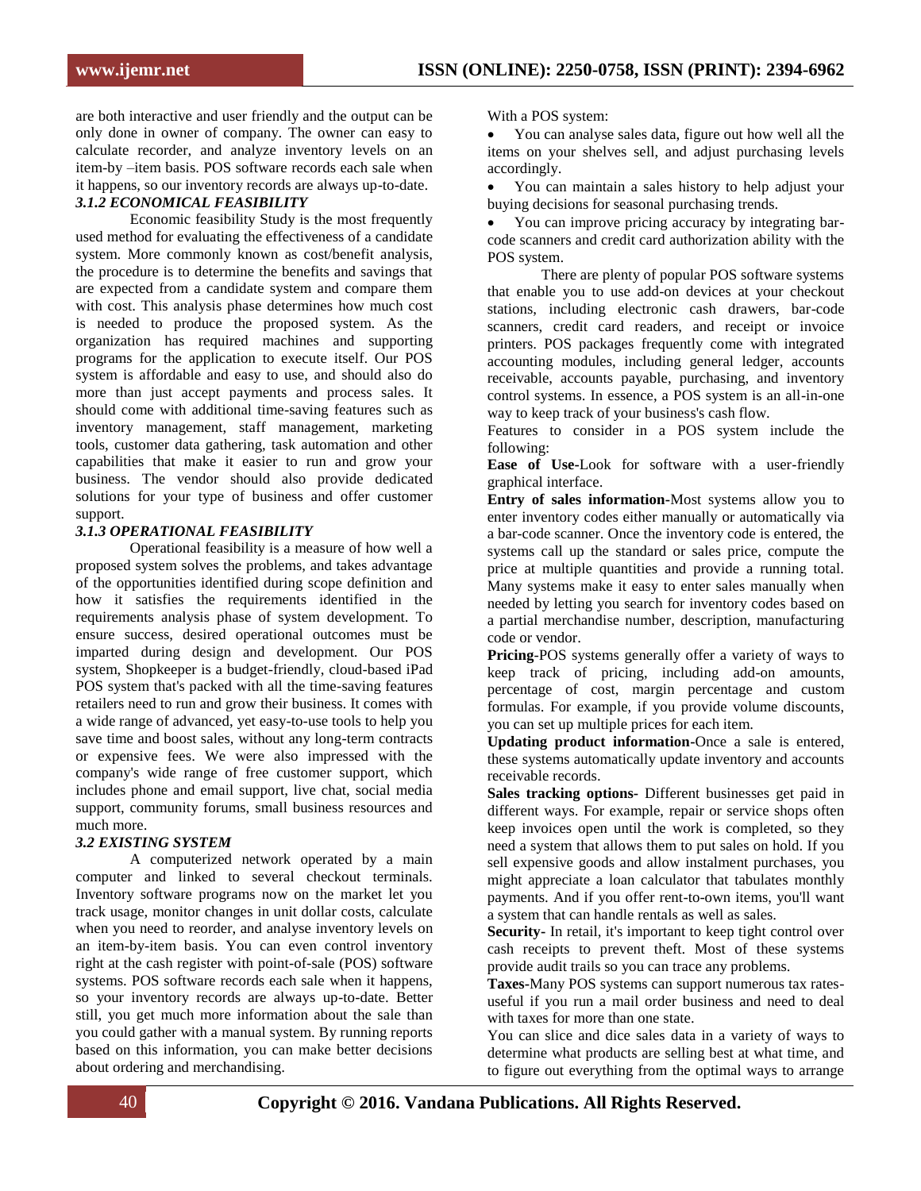are both interactive and user friendly and the output can be only done in owner of company. The owner can easy to calculate recorder, and analyze inventory levels on an item-by –item basis. POS software records each sale when it happens, so our inventory records are always up-to-date.

### *3.1.2 ECONOMICAL FEASIBILITY*

Economic feasibility Study is the most frequently used method for evaluating the effectiveness of a candidate system. More commonly known as cost/benefit analysis, the procedure is to determine the benefits and savings that are expected from a candidate system and compare them with cost. This analysis phase determines how much cost is needed to produce the proposed system. As the organization has required machines and supporting programs for the application to execute itself. Our POS system is affordable and easy to use, and should also do more than just accept payments and process sales. It should come with additional time-saving features such as inventory management, staff management, marketing tools, customer data gathering, task automation and other capabilities that make it easier to run and grow your business. The vendor should also provide dedicated solutions for your type of business and offer customer support.

### *3.1.3 OPERATIONAL FEASIBILITY*

Operational feasibility is a measure of how well a proposed system solves the problems, and takes advantage of the opportunities identified during scope definition and how it satisfies the requirements identified in the requirements analysis phase of system development. To ensure success, desired operational outcomes must be imparted during design and development. Our POS system, Shopkeeper is a budget-friendly, cloud-based iPad POS system that's packed with all the time-saving features retailers need to run and grow their business. It comes with a wide range of advanced, yet easy-to-use tools to help you save time and boost sales, without any long-term contracts or expensive fees. We were also impressed with the company's wide range of free customer support, which includes phone and email support, live chat, social media support, community forums, small business resources and much more.

### *3.2 EXISTING SYSTEM*

A computerized network operated by a main computer and linked to several checkout terminals. Inventory software programs now on the market let you track usage, monitor changes in unit dollar costs, calculate when you need to reorder, and analyse inventory levels on an item-by-item basis. You can even control inventory right at the cash register with point-of-sale (POS) software systems. POS software records each sale when it happens, so your inventory records are always up-to-date. Better still, you get much more information about the sale than you could gather with a manual system. By running reports based on this information, you can make better decisions about ordering and merchandising.

With a POS system:

- You can analyse sales data, figure out how well all the items on your shelves sell, and adjust purchasing levels accordingly.
- You can maintain a sales history to help adjust your buying decisions for seasonal purchasing trends.
- You can improve pricing accuracy by integrating bar-code scanners and credit card authorization ability with the POS system.

There are plenty of popular POS software systems that enable you to use add-on devices at your checkout stations, including electronic cash drawers, bar-code scanners, credit card readers, and receipt or invoice printers. POS packages frequently come with integrated accounting modules, including general ledger, accounts receivable, accounts payable, purchasing, and inventory control systems. In essence, a POS system is an all-in-one way to keep track of your business's cash flow.

Features to consider in a POS system include the following:

**Ease of Use**-Look for software with a user-friendly graphical interface.

**Entry of sales information**-Most systems allow you to enter inventory codes either manually or automatically via a bar-code scanner. Once the inventory code is entered, the systems call up the standard or sales price, compute the price at multiple quantities and provide a running total. Many systems make it easy to enter sales manually when needed by letting you search for inventory codes based on a partial merchandise number, description, manufacturing code or vendor.

**Pricing**-POS systems generally offer a variety of ways to keep track of pricing, including add-on amounts, percentage of cost, margin percentage and custom formulas. For example, if you provide volume discounts, you can set up multiple prices for each item.

**Updating product information**-Once a sale is entered, these systems automatically update inventory and accounts receivable records.

**Sales tracking options**- Different businesses get paid in different ways. For example, repair or service shops often keep invoices open until the work is completed, so they need a system that allows them to put sales on hold. If you sell expensive goods and allow instalment purchases, you might appreciate a loan calculator that tabulates monthly payments. And if you offer rent-to-own items, you'll want a system that can handle rentals as well as sales.

**Security**- In retail, it's important to keep tight control over cash receipts to prevent theft. Most of these systems provide audit trails so you can trace any problems.

**Taxes**-Many POS systems can support numerous tax rates-useful if you run a mail order business and need to deal with taxes for more than one state.

You can slice and dice sales data in a variety of ways to determine what products are selling best at what time, and to figure out everything from the optimal ways to arrange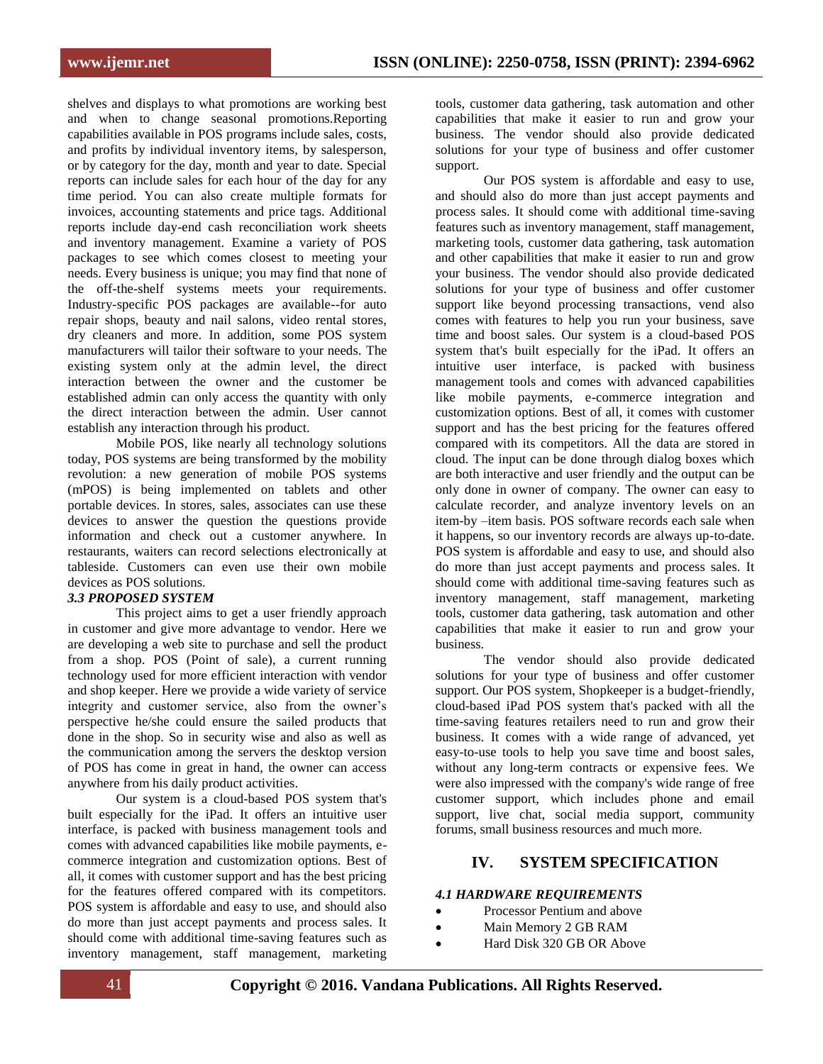shelves and displays to what promotions are working best and when to change seasonal promotions.Reporting capabilities available in POS programs include sales, costs, and profits by individual inventory items, by salesperson, or by category for the day, month and year to date. Special reports can include sales for each hour of the day for any time period. You can also create multiple formats for invoices, accounting statements and price tags. Additional reports include day-end cash reconciliation work sheets and inventory management. Examine a variety of POS packages to see which comes closest to meeting your needs. Every business is unique; you may find that none of the off-the-shelf systems meets your requirements. Industry-specific POS packages are available--for auto repair shops, beauty and nail salons, video rental stores, dry cleaners and more. In addition, some POS system manufacturers will tailor their software to your needs. The existing system only at the admin level, the direct interaction between the owner and the customer be established admin can only access the quantity with only the direct interaction between the admin. User cannot establish any interaction through his product.

Mobile POS, like nearly all technology solutions today, POS systems are being transformed by the mobility revolution: a new generation of mobile POS systems (mPOS) is being implemented on tablets and other portable devices. In stores, sales, associates can use these devices to answer the question the questions provide information and check out a customer anywhere. In restaurants, waiters can record selections electronically at tableside. Customers can even use their own mobile devices as POS solutions.

### *3.3 PROPOSED SYSTEM*

This project aims to get a user friendly approach in customer and give more advantage to vendor. Here we are developing a web site to purchase and sell the product from a shop. POS (Point of sale), a current running technology used for more efficient interaction with vendor and shop keeper. Here we provide a wide variety of service integrity and customer service, also from the owner's perspective he/she could ensure the sailed products that done in the shop. So in security wise and also as well as the communication among the servers the desktop version of POS has come in great in hand, the owner can access anywhere from his daily product activities.

Our system is a cloud-based POS system that's built especially for the iPad. It offers an intuitive user interface, is packed with business management tools and comes with advanced capabilities like mobile payments, e-commerce integration and customization options. Best of all, it comes with customer support and has the best pricing for the features offered compared with its competitors. POS system is affordable and easy to use, and should also do more than just accept payments and process sales. It should come with additional time-saving features such as inventory management, staff management, marketing tools, customer data gathering, task automation and other capabilities that make it easier to run and grow your business. The vendor should also provide dedicated solutions for your type of business and offer customer support.

Our POS system is affordable and easy to use, and should also do more than just accept payments and process sales. It should come with additional time-saving features such as inventory management, staff management, marketing tools, customer data gathering, task automation and other capabilities that make it easier to run and grow your business. The vendor should also provide dedicated solutions for your type of business and offer customer support like beyond processing transactions, vend also comes with features to help you run your business, save time and boost sales. Our system is a cloud-based POS system that's built especially for the iPad. It offers an intuitive user interface, is packed with business management tools and comes with advanced capabilities like mobile payments, e-commerce integration and customization options. Best of all, it comes with customer support and has the best pricing for the features offered compared with its competitors. All the data are stored in cloud. The input can be done through dialog boxes which are both interactive and user friendly and the output can be only done in owner of company. The owner can easy to calculate recorder, and analyze inventory levels on an item-by –item basis. POS software records each sale when it happens, so our inventory records are always up-to-date. POS system is affordable and easy to use, and should also do more than just accept payments and process sales. It should come with additional time-saving features such as inventory management, staff management, marketing tools, customer data gathering, task automation and other capabilities that make it easier to run and grow your business.

The vendor should also provide dedicated solutions for your type of business and offer customer support. Our POS system, Shopkeeper is a budget-friendly, cloud-based iPad POS system that's packed with all the time-saving features retailers need to run and grow their business. It comes with a wide range of advanced, yet easy-to-use tools to help you save time and boost sales, without any long-term contracts or expensive fees. We were also impressed with the company's wide range of free customer support, which includes phone and email support, live chat, social media support, community forums, small business resources and much more.

## IV. SYSTEM SPECIFICATION

### *4.1 HARDWARE REQUIREMENTS*

- Processor Pentium and above
- Main Memory 2 GB RAM
- Hard Disk 320 GB OR Above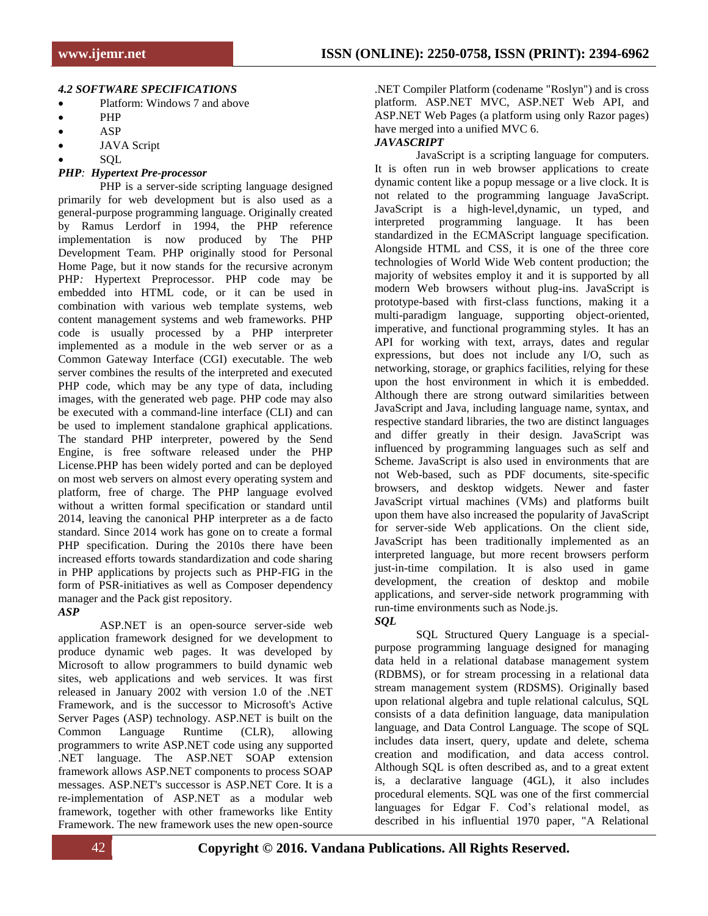### *4.2 SOFTWARE SPECIFICATIONS*

- Platform: Windows 7 and above
- PHP
- ASP
- JAVA Script
- SQL

***PHP: Hypertext Pre-processor***

PHP is a server-side scripting language designed primarily for web development but is also used as a general-purpose programming language. Originally created by Ramus Lerdorf in 1994, the PHP reference implementation is now produced by The PHP Development Team. PHP originally stood for Personal Home Page, but it now stands for the recursive acronym PHP*:* Hypertext Preprocessor. PHP code may be embedded into HTML code, or it can be used in combination with various web template systems, web content management systems and web frameworks. PHP code is usually processed by a PHP interpreter implemented as a module in the web server or as a Common Gateway Interface (CGI) executable. The web server combines the results of the interpreted and executed PHP code, which may be any type of data, including images, with the generated web page. PHP code may also be executed with a command-line interface (CLI) and can be used to implement standalone graphical applications. The standard PHP interpreter, powered by the Send Engine, is free software released under the PHP License.PHP has been widely ported and can be deployed on most web servers on almost every operating system and platform, free of charge. The PHP language evolved without a written formal specification or standard until 2014, leaving the canonical PHP interpreter as a de facto standard. Since 2014 work has gone on to create a formal PHP specification. During the 2010s there have been increased efforts towards standardization and code sharing in PHP applications by projects such as PHP-FIG in the form of PSR-initiatives as well as Composer dependency manager and the Pack gist repository.

***ASP***

ASP.NET is an open-source server-side web application framework designed for we development to produce dynamic web pages. It was developed by Microsoft to allow programmers to build dynamic web sites, web applications and web services. It was first released in January 2002 with version 1.0 of the .NET Framework, and is the successor to Microsoft's Active Server Pages (ASP) technology. ASP.NET is built on the Common Language Runtime (CLR), allowing programmers to write ASP.NET code using any supported .NET language. The ASP.NET SOAP extension framework allows ASP.NET components to process SOAP messages. ASP.NET's successor is ASP.NET Core. It is a re-implementation of ASP.NET as a modular web framework, together with other frameworks like Entity Framework. The new framework uses the new open-source .NET Compiler Platform (codename "Roslyn") and is cross platform. ASP.NET MVC, ASP.NET Web API, and ASP.NET Web Pages (a platform using only Razor pages) have merged into a unified MVC 6.

***JAVASCRIPT***

JavaScript is a scripting language for computers. It is often run in web browser applications to create dynamic content like a popup message or a live clock. It is not related to the programming language JavaScript. JavaScript is a high-level,dynamic, un typed, and interpreted programming language. It has been standardized in the ECMAScript language specification. Alongside HTML and CSS, it is one of the three core technologies of World Wide Web content production; the majority of websites employ it and it is supported by all modern Web browsers without plug-ins. JavaScript is prototype-based with first-class functions, making it a multi-paradigm language, supporting object-oriented, imperative, and functional programming styles. It has an API for working with text, arrays, dates and regular expressions, but does not include any I/O, such as networking, storage, or graphics facilities, relying for these upon the host environment in which it is embedded. Although there are strong outward similarities between JavaScript and Java, including language name, syntax, and respective standard libraries, the two are distinct languages and differ greatly in their design. JavaScript was influenced by programming languages such as self and Scheme. JavaScript is also used in environments that are not Web-based, such as PDF documents, site-specific browsers, and desktop widgets. Newer and faster JavaScript virtual machines (VMs) and platforms built upon them have also increased the popularity of JavaScript for server-side Web applications. On the client side, JavaScript has been traditionally implemented as an interpreted language, but more recent browsers perform just-in-time compilation. It is also used in game development, the creation of desktop and mobile applications, and server-side network programming with run-time environments such as Node.js.

***SQL***

SQL Structured Query Language is a special-purpose programming language designed for managing data held in a relational database management system (RDBMS), or for stream processing in a relational data stream management system (RDSMS). Originally based upon relational algebra and tuple relational calculus, SQL consists of a data definition language, data manipulation language, and Data Control Language. The scope of SQL includes data insert, query, update and delete, schema creation and modification, and data access control. Although SQL is often described as, and to a great extent is, a declarative language (4GL), it also includes procedural elements. SQL was one of the first commercial languages for Edgar F. Cod's relational model, as described in his influential 1970 paper, "A Relational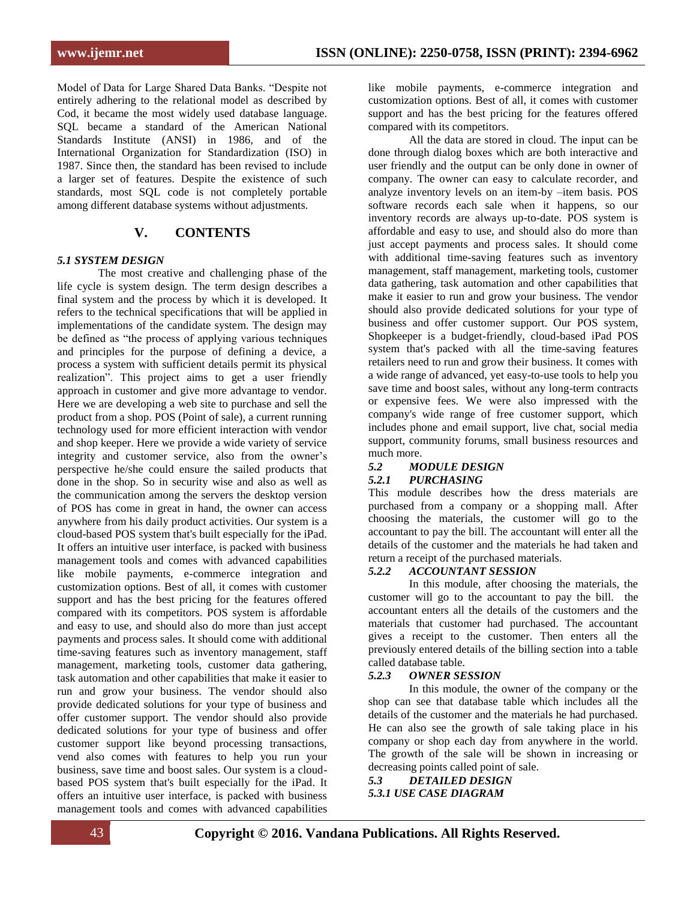Model of Data for Large Shared Data Banks. "Despite not entirely adhering to the relational model as described by Cod, it became the most widely used database language. SQL became a standard of the American National Standards Institute (ANSI) in 1986, and of the International Organization for Standardization (ISO) in 1987. Since then, the standard has been revised to include a larger set of features. Despite the existence of such standards, most SQL code is not completely portable among different database systems without adjustments.

## V. CONTENTS

### *5.1 SYSTEM DESIGN*

The most creative and challenging phase of the life cycle is system design. The term design describes a final system and the process by which it is developed. It refers to the technical specifications that will be applied in implementations of the candidate system. The design may be defined as "the process of applying various techniques and principles for the purpose of defining a device, a process a system with sufficient details permit its physical realization". This project aims to get a user friendly approach in customer and give more advantage to vendor. Here we are developing a web site to purchase and sell the product from a shop. POS (Point of sale), a current running technology used for more efficient interaction with vendor and shop keeper. Here we provide a wide variety of service integrity and customer service, also from the owner's perspective he/she could ensure the sailed products that done in the shop. So in security wise and also as well as the communication among the servers the desktop version of POS has come in great in hand, the owner can access anywhere from his daily product activities. Our system is a cloud-based POS system that's built especially for the iPad. It offers an intuitive user interface, is packed with business management tools and comes with advanced capabilities like mobile payments, e-commerce integration and customization options. Best of all, it comes with customer support and has the best pricing for the features offered compared with its competitors. POS system is affordable and easy to use, and should also do more than just accept payments and process sales. It should come with additional time-saving features such as inventory management, staff management, marketing tools, customer data gathering, task automation and other capabilities that make it easier to run and grow your business. The vendor should also provide dedicated solutions for your type of business and offer customer support. The vendor should also provide dedicated solutions for your type of business and offer customer support like beyond processing transactions, vend also comes with features to help you run your business, save time and boost sales. Our system is a cloud-based POS system that's built especially for the iPad. It offers an intuitive user interface, is packed with business management tools and comes with advanced capabilities like mobile payments, e-commerce integration and customization options. Best of all, it comes with customer support and has the best pricing for the features offered compared with its competitors.

All the data are stored in cloud. The input can be done through dialog boxes which are both interactive and user friendly and the output can be only done in owner of company. The owner can easy to calculate recorder, and analyze inventory levels on an item-by –item basis. POS software records each sale when it happens, so our inventory records are always up-to-date. POS system is affordable and easy to use, and should also do more than just accept payments and process sales. It should come with additional time-saving features such as inventory management, staff management, marketing tools, customer data gathering, task automation and other capabilities that make it easier to run and grow your business. The vendor should also provide dedicated solutions for your type of business and offer customer support. Our POS system, Shopkeeper is a budget-friendly, cloud-based iPad POS system that's packed with all the time-saving features retailers need to run and grow their business. It comes with a wide range of advanced, yet easy-to-use tools to help you save time and boost sales, without any long-term contracts or expensive fees. We were also impressed with the company's wide range of free customer support, which includes phone and email support, live chat, social media support, community forums, small business resources and much more.

### *5.2 MODULE DESIGN*

#### *5.2.1 PURCHASING*

This module describes how the dress materials are purchased from a company or a shopping mall. After choosing the materials, the customer will go to the accountant to pay the bill. The accountant will enter all the details of the customer and the materials he had taken and return a receipt of the purchased materials.

#### *5.2.2 ACCOUNTANT SESSION*

In this module, after choosing the materials, the customer will go to the accountant to pay the bill. the accountant enters all the details of the customers and the materials that customer had purchased. The accountant gives a receipt to the customer. Then enters all the previously entered details of the billing section into a table called database table.

#### *5.2.3 OWNER SESSION*

In this module, the owner of the company or the shop can see that database table which includes all the details of the customer and the materials he had purchased. He can also see the growth of sale taking place in his company or shop each day from anywhere in the world. The growth of the sale will be shown in increasing or decreasing points called point of sale.

### *5.3 DETAILED DESIGN*

#### *5.3.1 USE CASE DIAGRAM*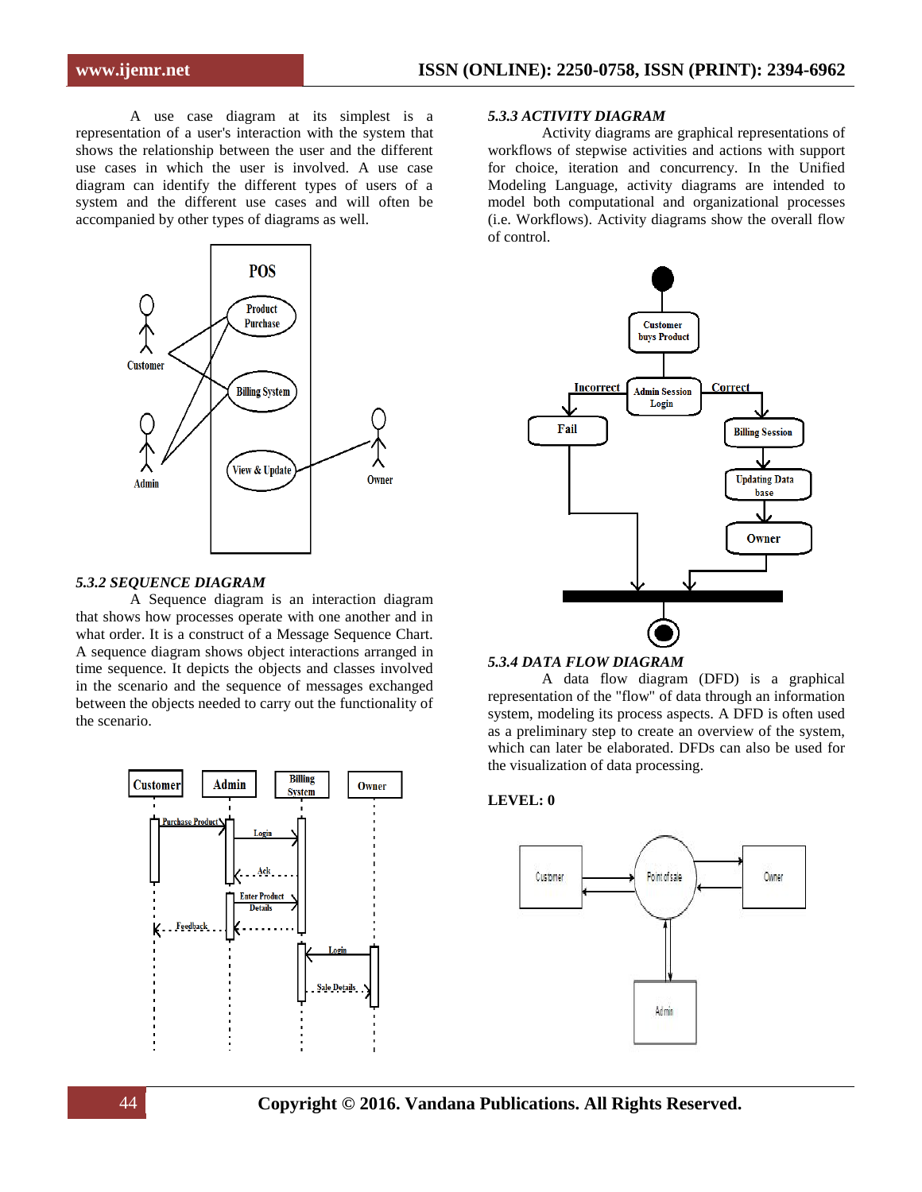A use case diagram at its simplest is a representation of a user's interaction with the system that shows the relationship between the user and the different use cases in which the user is involved. A use case diagram can identify the different types of users of a system and the different use cases and will often be accompanied by other types of diagrams as well.

POS

Product Purchase

Customer

Billing System

Admin

View & Update

Owner

### 5.3.2 SEQUENCE DIAGRAM

A Sequence diagram is an interaction diagram that shows how processes operate with one another and in what order. It is a construct of a Message Sequence Chart. A sequence diagram shows object interactions arranged in time sequence. It depicts the objects and classes involved in the scenario and the sequence of messages exchanged between the objects needed to carry out the functionality of the scenario.

Customer

Admin

Billing System

Owner

Purchase Product

Login

Ack

Enter Product Details

Feedback

Login

Sale Details

### 5.3.3 ACTIVITY DIAGRAM

Activity diagrams are graphical representations of workflows of stepwise activities and actions with support for choice, iteration and concurrency. In the Unified Modeling Language, activity diagrams are intended to model both computational and organizational processes (i.e. Workflows). Activity diagrams show the overall flow of control.

Customer buys Product

Incorrect

Admin Session Login

Correct

Fail

Billing Session

Updating Data base

Owner

### 5.3.4 DATA FLOW DIAGRAM

A data flow diagram (DFD) is a graphical representation of the "flow" of data through an information system, modeling its process aspects. A DFD is often used as a preliminary step to create an overview of the system, which can later be elaborated. DFDs can also be used for the visualization of data processing.

**LEVEL: 0**

Customer

Point of sale

Owner

Admin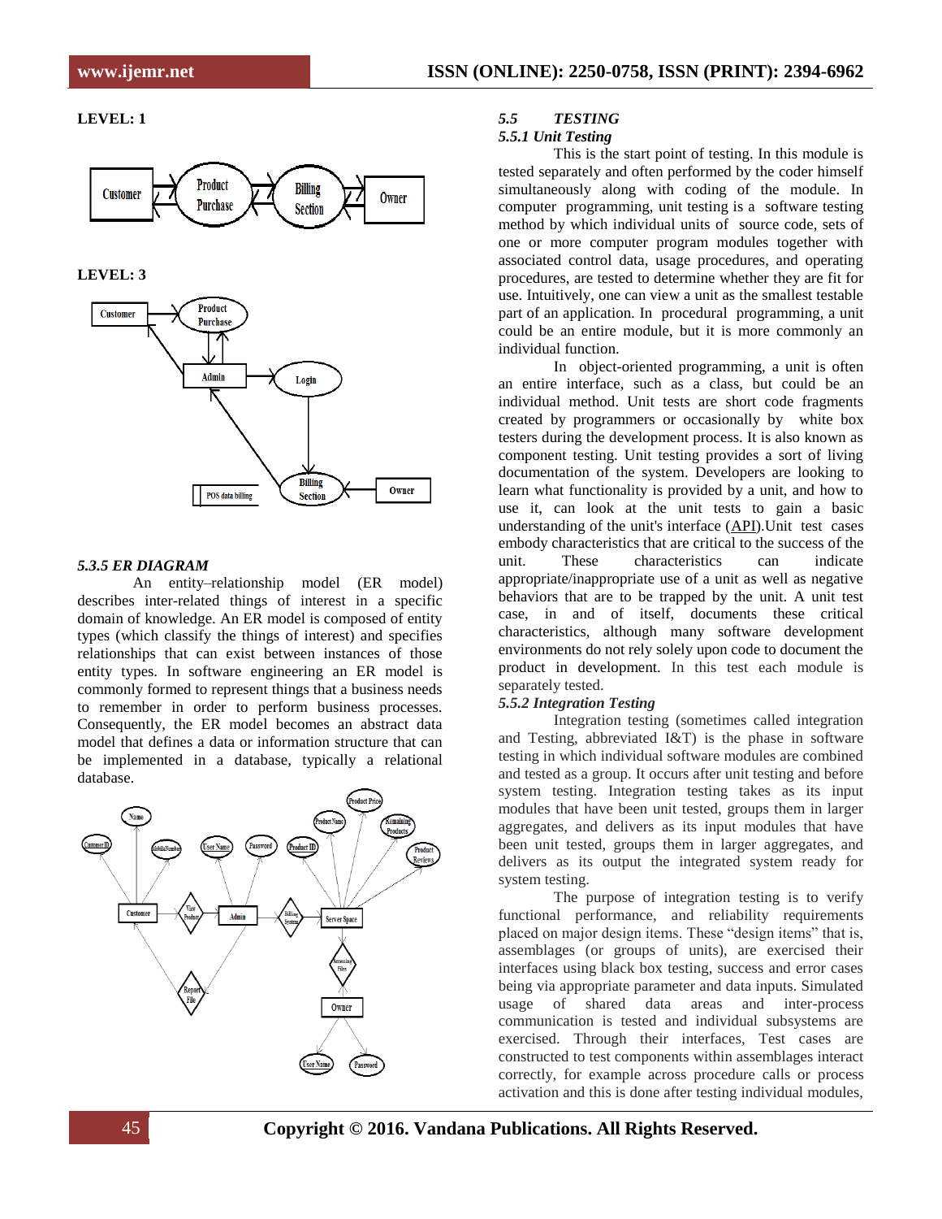**LEVEL: 1**

Customer

Product Purchase

Billing Section

Owner

**LEVEL: 3**

Customer

Product Purchase

Admin

Login

POS data billing

Billing Section

Owner

*5.3.5 ER DIAGRAM*

An entity–relationship model (ER model) describes inter-related things of interest in a specific domain of knowledge. An ER model is composed of entity types (which classify the things of interest) and specifies relationships that can exist between instances of those entity types. In software engineering an ER model is commonly formed to represent things that a business needs to remember in order to perform business processes. Consequently, the ER model becomes an abstract data model that defines a data or information structure that can be implemented in a database, typically a relational database.

Name

Customer ID

MobileNumber

User Name

Password

Product ID

Product Name

Product Price

Remaining Products

Product Reviews

Customer

View Product

Admin

Billing System

Server Space

Accessing Files

Report File

Owner

User Name

Password

*5.5 TESTING*

*5.5.1 Unit Testing*

This is the start point of testing. In this module is tested separately and often performed by the coder himself simultaneously along with coding of the module. In computer programming, unit testing is a software testing method by which individual units of source code, sets of one or more computer program modules together with associated control data, usage procedures, and operating procedures, are tested to determine whether they are fit for use. Intuitively, one can view a unit as the smallest testable part of an application. In procedural programming, a unit could be an entire module, but it is more commonly an individual function.

In object-oriented programming, a unit is often an entire interface, such as a class, but could be an individual method. Unit tests are short code fragments created by programmers or occasionally by white box testers during the development process. It is also known as component testing. Unit testing provides a sort of living documentation of the system. Developers are looking to learn what functionality is provided by a unit, and how to use it, can look at the unit tests to gain a basic understanding of the unit's interface (API).Unit test cases embody characteristics that are critical to the success of the unit. These characteristics can indicate appropriate/inappropriate use of a unit as well as negative behaviors that are to be trapped by the unit. A unit test case, in and of itself, documents these critical characteristics, although many software development environments do not rely solely upon code to document the product in development. In this test each module is separately tested.

*5.5.2 Integration Testing*

Integration testing (sometimes called integration and Testing, abbreviated I&T) is the phase in software testing in which individual software modules are combined and tested as a group. It occurs after unit testing and before system testing. Integration testing takes as its input modules that have been unit tested, groups them in larger aggregates, and delivers as its input modules that have been unit tested, groups them in larger aggregates, and delivers as its output the integrated system ready for system testing.

The purpose of integration testing is to verify functional performance, and reliability requirements placed on major design items. These "design items" that is, assemblages (or groups of units), are exercised their interfaces using black box testing, success and error cases being via appropriate parameter and data inputs. Simulated usage of shared data areas and inter-process communication is tested and individual subsystems are exercised. Through their interfaces, Test cases are constructed to test components within assemblages interact correctly, for example across procedure calls or process activation and this is done after testing individual modules,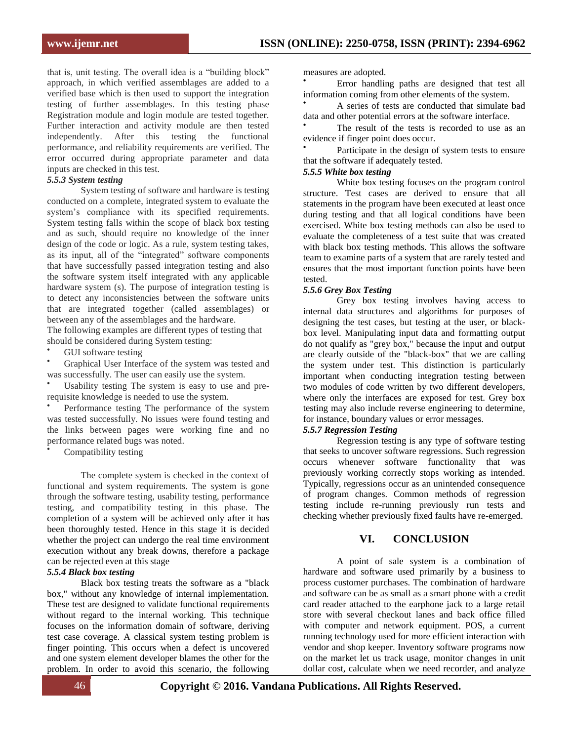that is, unit testing. The overall idea is a "building block" approach, in which verified assemblages are added to a verified base which is then used to support the integration testing of further assemblages. In this testing phase Registration module and login module are tested together. Further interaction and activity module are then tested independently. After this testing the functional performance, and reliability requirements are verified. The error occurred during appropriate parameter and data inputs are checked in this test.

***5.5.3 System testing***

System testing of software and hardware is testing conducted on a complete, integrated system to evaluate the system's compliance with its specified requirements. System testing falls within the scope of black box testing and as such, should require no knowledge of the inner design of the code or logic. As a rule, system testing takes, as its input, all of the "integrated" software components that have successfully passed integration testing and also the software system itself integrated with any applicable hardware system (s). The purpose of integration testing is to detect any inconsistencies between the software units that are integrated together (called assemblages) or between any of the assemblages and the hardware.

The following examples are different types of testing that should be considered during System testing:

- GUI software testing
- Graphical User Interface of the system was tested and was successfully. The user can easily use the system.
- Usability testing The system is easy to use and pre-requisite knowledge is needed to use the system.
- Performance testing The performance of the system was tested successfully. No issues were found testing and the links between pages were working fine and no performance related bugs was noted.
- Compatibility testing

The complete system is checked in the context of functional and system requirements. The system is gone through the software testing, usability testing, performance testing, and compatibility testing in this phase. The completion of a system will be achieved only after it has been thoroughly tested. Hence in this stage it is decided whether the project can undergo the real time environment execution without any break downs, therefore a package can be rejected even at this stage

***5.5.4 Black box testing***

Black box testing treats the software as a "black box," without any knowledge of internal implementation. These test are designed to validate functional requirements without regard to the internal working. This technique focuses on the information domain of software, deriving test case coverage. A classical system testing problem is finger pointing. This occurs when a defect is uncovered and one system element developer blames the other for the problem. In order to avoid this scenario, the following measures are adopted.

- Error handling paths are designed that test all information coming from other elements of the system.
- A series of tests are conducted that simulate bad data and other potential errors at the software interface.
- The result of the tests is recorded to use as an evidence if finger point does occur.
- Participate in the design of system tests to ensure that the software if adequately tested.

***5.5.5 White box testing***

White box testing focuses on the program control structure. Test cases are derived to ensure that all statements in the program have been executed at least once during testing and that all logical conditions have been exercised. White box testing methods can also be used to evaluate the completeness of a test suite that was created with black box testing methods. This allows the software team to examine parts of a system that are rarely tested and ensures that the most important function points have been tested.

***5.5.6 Grey Box Testing***

Grey box testing involves having access to internal data structures and algorithms for purposes of designing the test cases, but testing at the user, or black-box level. Manipulating input data and formatting output do not qualify as "grey box," because the input and output are clearly outside of the "black-box" that we are calling the system under test. This distinction is particularly important when conducting integration testing between two modules of code written by two different developers, where only the interfaces are exposed for test. Grey box testing may also include reverse engineering to determine, for instance, boundary values or error messages.

***5.5.7 Regression Testing***

Regression testing is any type of software testing that seeks to uncover software regressions. Such regression occurs whenever software functionality that was previously working correctly stops working as intended. Typically, regressions occur as an unintended consequence of program changes. Common methods of regression testing include re-running previously run tests and checking whether previously fixed faults have re-emerged.

## VI. CONCLUSION

A point of sale system is a combination of hardware and software used primarily by a business to process customer purchases. The combination of hardware and software can be as small as a smart phone with a credit card reader attached to the earphone jack to a large retail store with several checkout lanes and back office filled with computer and network equipment. POS, a current running technology used for more efficient interaction with vendor and shop keeper. Inventory software programs now on the market let us track usage, monitor changes in unit dollar cost, calculate when we need recorder, and analyze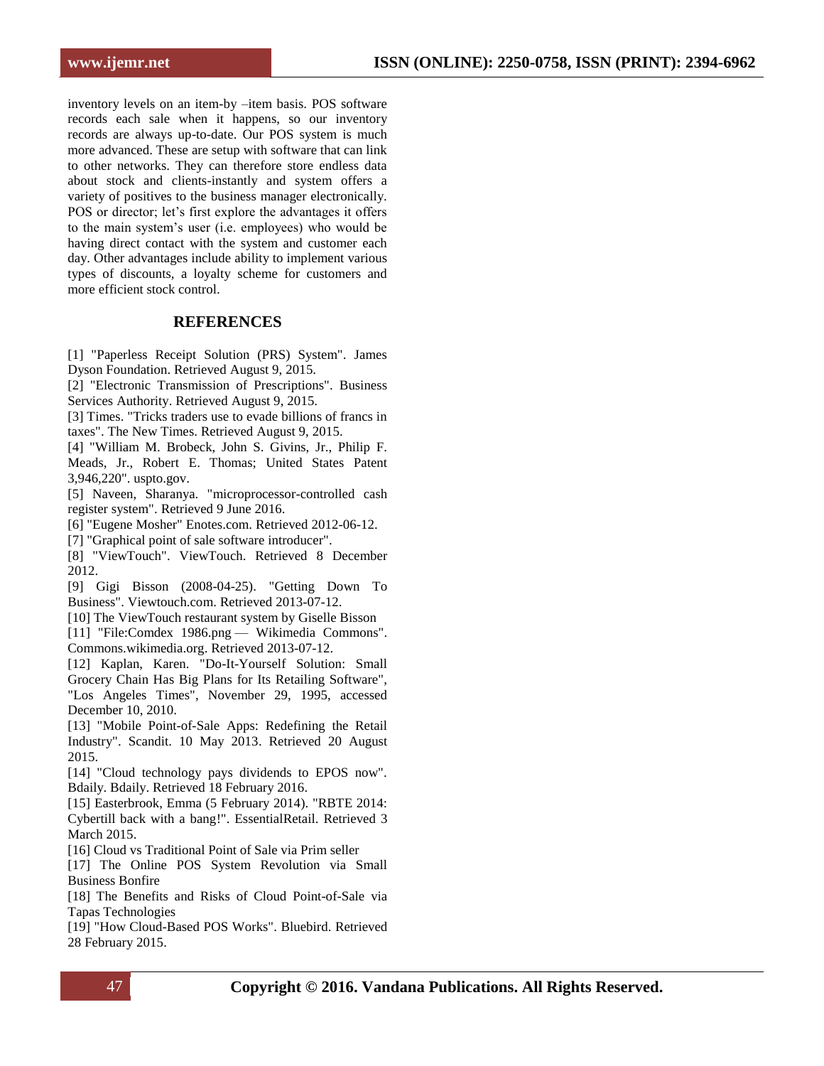inventory levels on an item-by –item basis. POS software records each sale when it happens, so our inventory records are always up-to-date. Our POS system is much more advanced. These are setup with software that can link to other networks. They can therefore store endless data about stock and clients-instantly and system offers a variety of positives to the business manager electronically. POS or director; let's first explore the advantages it offers to the main system's user (i.e. employees) who would be having direct contact with the system and customer each day. Other advantages include ability to implement various types of discounts, a loyalty scheme for customers and more efficient stock control.

## REFERENCES

[1] "Paperless Receipt Solution (PRS) System". James Dyson Foundation. Retrieved August 9, 2015.

[2] "Electronic Transmission of Prescriptions". Business Services Authority. Retrieved August 9, 2015.

[3] Times. "Tricks traders use to evade billions of francs in taxes". The New Times. Retrieved August 9, 2015.

[4] "William M. Brobeck, John S. Givins, Jr., Philip F. Meads, Jr., Robert E. Thomas; United States Patent 3,946,220". uspto.gov.

[5] Naveen, Sharanya. "microprocessor-controlled cash register system". Retrieved 9 June 2016.

[6] "Eugene Mosher" Enotes.com. Retrieved 2012-06-12.

[7] "Graphical point of sale software introducer".

[8] "ViewTouch". ViewTouch. Retrieved 8 December 2012.

[9] Gigi Bisson (2008-04-25). "Getting Down To Business". Viewtouch.com. Retrieved 2013-07-12.

[10] The ViewTouch restaurant system by Giselle Bisson

[11] "File:Comdex 1986.png — Wikimedia Commons". Commons.wikimedia.org. Retrieved 2013-07-12.

[12] Kaplan, Karen. "Do-It-Yourself Solution: Small Grocery Chain Has Big Plans for Its Retailing Software", "Los Angeles Times", November 29, 1995, accessed December 10, 2010.

[13] "Mobile Point-of-Sale Apps: Redefining the Retail Industry". Scandit. 10 May 2013. Retrieved 20 August 2015.

[14] "Cloud technology pays dividends to EPOS now". Bdaily. Bdaily. Retrieved 18 February 2016.

[15] Easterbrook, Emma (5 February 2014). "RBTE 2014: Cybertill back with a bang!". EssentialRetail. Retrieved 3 March 2015.

[16] Cloud vs Traditional Point of Sale via Prim seller

[17] The Online POS System Revolution via Small Business Bonfire

[18] The Benefits and Risks of Cloud Point-of-Sale via Tapas Technologies

[19] "How Cloud-Based POS Works". Bluebird. Retrieved 28 February 2015.